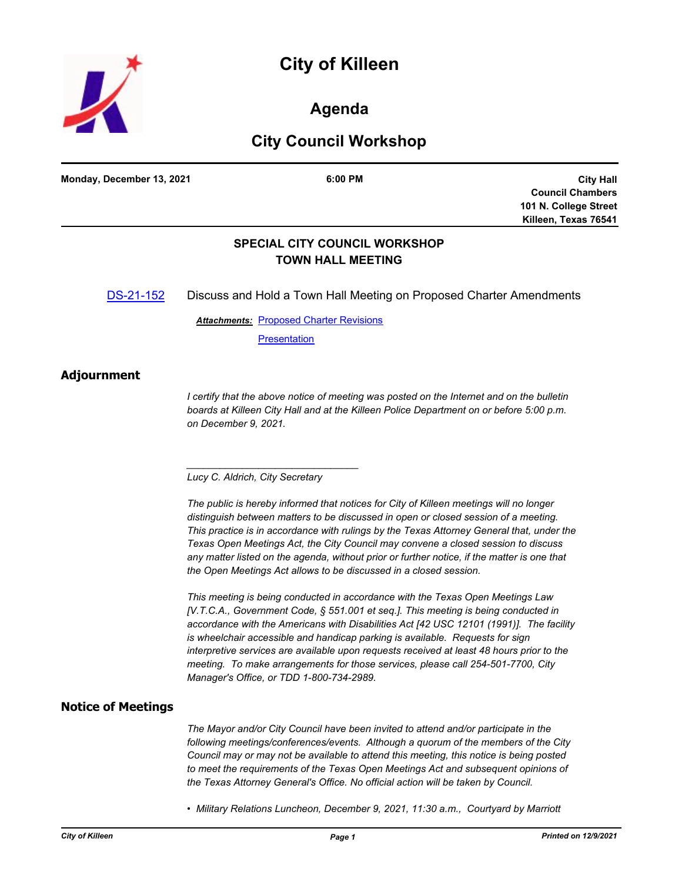# City of Killeen

## Agenda

## City Council Workshop

**Monday, December 13, 2021** | **6:00 PM** | **City Hall Council Chambers 101 N. College Street Killeen, Texas 76541**

### SPECIAL CITY COUNCIL WORKSHOP
### TOWN HALL MEETING

DS-21-152 Discuss and Hold a Town Hall Meeting on Proposed Charter Amendments

***Attachments:*** Proposed Charter Revisions
Presentation

## Adjournment

*I certify that the above notice of meeting was posted on the Internet and on the bulletin boards at Killeen City Hall and at the Killeen Police Department on or before 5:00 p.m. on December 9, 2021.*

_______________________________

*Lucy C. Aldrich, City Secretary*

*The public is hereby informed that notices for City of Killeen meetings will no longer distinguish between matters to be discussed in open or closed session of a meeting. This practice is in accordance with rulings by the Texas Attorney General that, under the Texas Open Meetings Act, the City Council may convene a closed session to discuss any matter listed on the agenda, without prior or further notice, if the matter is one that the Open Meetings Act allows to be discussed in a closed session.*

*This meeting is being conducted in accordance with the Texas Open Meetings Law [V.T.C.A., Government Code, § 551.001 et seq.]. This meeting is being conducted in accordance with the Americans with Disabilities Act [42 USC 12101 (1991)]. The facility is wheelchair accessible and handicap parking is available. Requests for sign interpretive services are available upon requests received at least 48 hours prior to the meeting. To make arrangements for those services, please call 254-501-7700, City Manager's Office, or TDD 1-800-734-2989.*

## Notice of Meetings

*The Mayor and/or City Council have been invited to attend and/or participate in the following meetings/conferences/events. Although a quorum of the members of the City Council may or may not be available to attend this meeting, this notice is being posted to meet the requirements of the Texas Open Meetings Act and subsequent opinions of the Texas Attorney General's Office. No official action will be taken by Council.*

- *Military Relations Luncheon, December 9, 2021, 11:30 a.m., Courtyard by Marriott*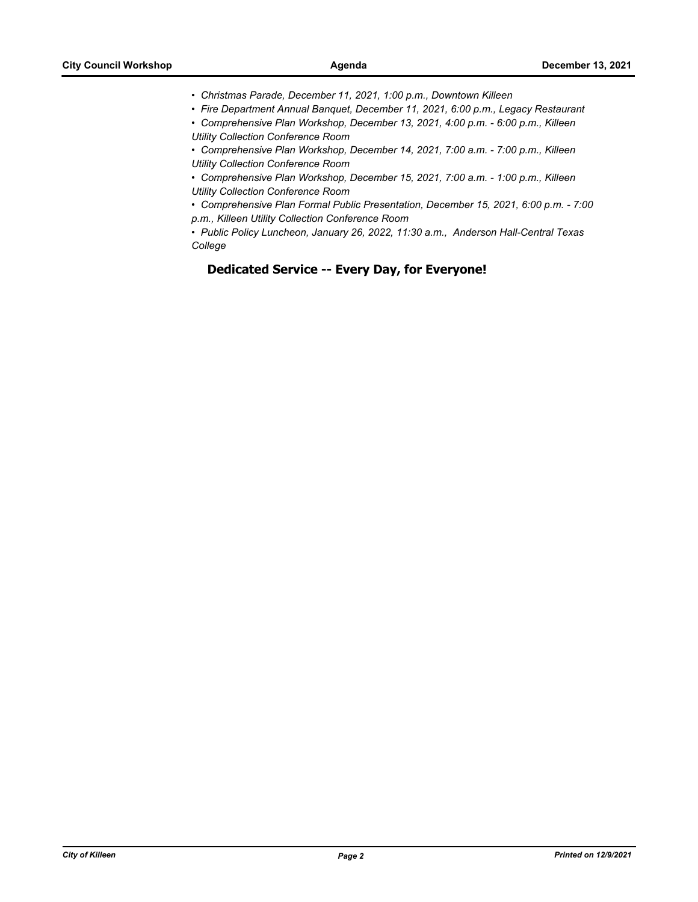- *Christmas Parade, December 11, 2021, 1:00 p.m., Downtown Killeen*
- *Fire Department Annual Banquet, December 11, 2021, 6:00 p.m., Legacy Restaurant*
- *Comprehensive Plan Workshop, December 13, 2021, 4:00 p.m. - 6:00 p.m., Killeen Utility Collection Conference Room*
- *Comprehensive Plan Workshop, December 14, 2021, 7:00 a.m. - 7:00 p.m., Killeen Utility Collection Conference Room*
- *Comprehensive Plan Workshop, December 15, 2021, 7:00 a.m. - 1:00 p.m., Killeen Utility Collection Conference Room*
- *Comprehensive Plan Formal Public Presentation, December 15, 2021, 6:00 p.m. - 7:00 p.m., Killeen Utility Collection Conference Room*
- *Public Policy Luncheon, January 26, 2022, 11:30 a.m., Anderson Hall-Central Texas College*

**Dedicated Service -- Every Day, for Everyone!**